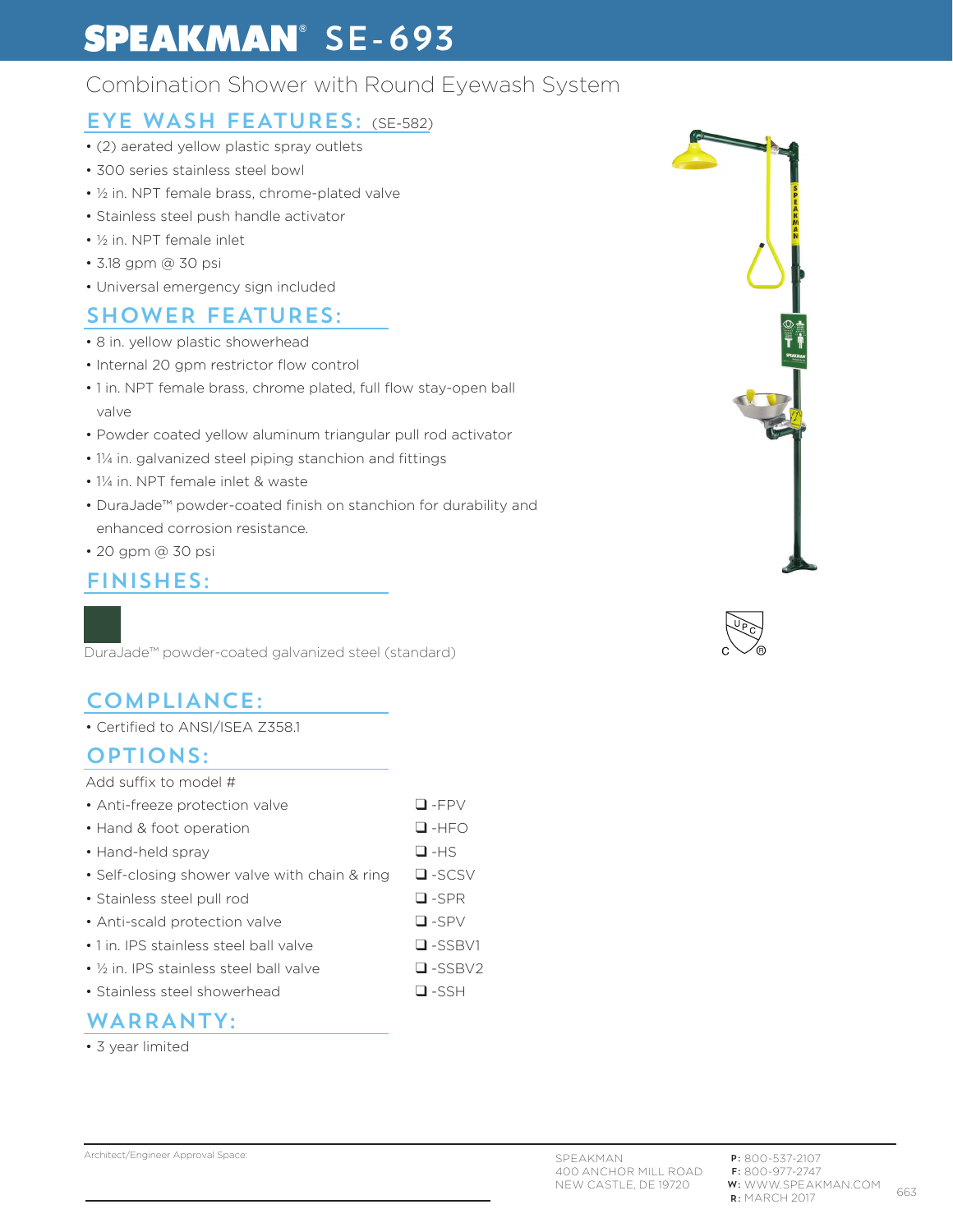# SPEAKMAN® SE-693

Combination Shower with Round Eyewash System

## EYE WASH FEATURES: (SE-582)

- (2) aerated yellow plastic spray outlets
- 300 series stainless steel bowl
- ½ in. NPT female brass, chrome-plated valve
- Stainless steel push handle activator
- ½ in. NPT female inlet
- 3.18 gpm @ 30 psi
- Universal emergency sign included

## SHOWER FEATURES:

- 8 in. yellow plastic showerhead
- Internal 20 gpm restrictor flow control
- 1 in. NPT female brass, chrome plated, full flow stay-open ball valve
- Powder coated yellow aluminum triangular pull rod activator
- 1¼ in. galvanized steel piping stanchion and fittings
- 1¼ in. NPT female inlet & waste
- DuraJade™ powder-coated finish on stanchion for durability and enhanced corrosion resistance.
- 20 gpm @ 30 psi

## FINISHES:

DuraJade™ powder-coated galvanized steel (standard)

## COMPLIANCE:

- Certified to ANSI/ISEA Z358.1

## OPTIONS:

Add suffix to model #

| Option | Suffix |
|---|---|
| Anti-freeze protection valve | ❑ -FPV |
| Hand & foot operation | ❑ -HFO |
| Hand-held spray | ❑ -HS |
| Self-closing shower valve with chain & ring | ❑ -SCSV |
| Stainless steel pull rod | ❑ -SPR |
| Anti-scald protection valve | ❑ -SPV |
| 1 in. IPS stainless steel ball valve | ❑ -SSBV1 |
| ½ in. IPS stainless steel ball valve | ❑ -SSBV2 |
| Stainless steel showerhead | ❑ -SSH |

## WARRANTY:

- 3 year limited

Architect/Engineer Approval Space:

SPEAKMAN
400 ANCHOR MILL ROAD
NEW CASTLE, DE 19720

**P:** 800-537-2107
**F:** 800-977-2747
**W:** WWW.SPEAKMAN.COM
**R:** MARCH 2017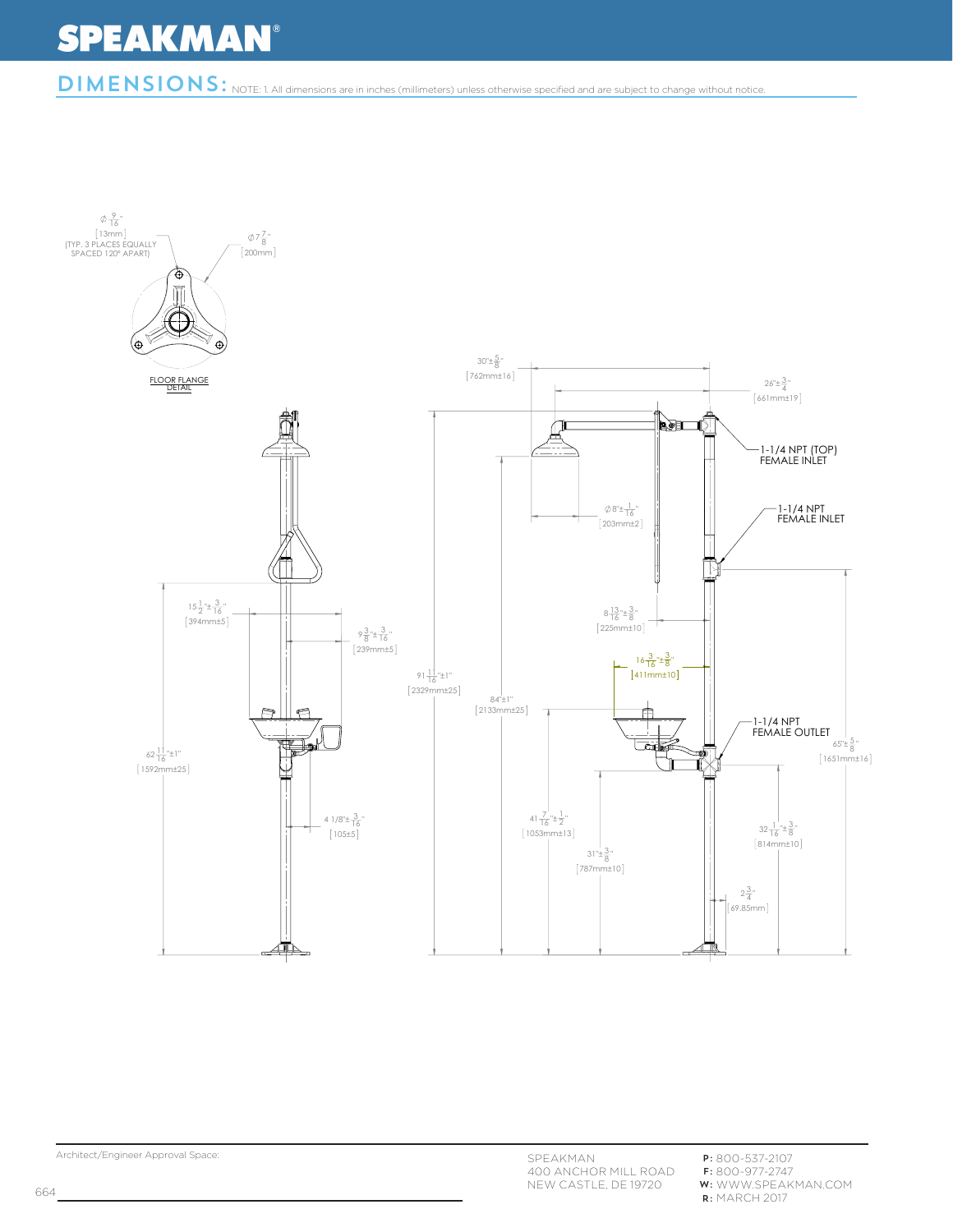# SPEAKMAN®

## DIMENSIONS:

NOTE: 1. All dimensions are in inches (millimeters) unless otherwise specified and are subject to change without notice.

Ø $\frac{9}{16}$"
[13mm]
(TYP. 3 PLACES EQUALLY SPACED 120° APART)

Ø 7$\frac{7}{8}$"
[200mm]

FLOOR FLANGE DETAIL

30"± $\frac{5}{8}$"
[762mm±16]

26"± $\frac{3}{4}$"
[661mm±19]

1-1/4 NPT (TOP) FEMALE INLET

1-1/4 NPT FEMALE INLET

Ø 8"± $\frac{1}{16}$"
[203mm±2]

15$\frac{1}{2}$"± $\frac{3}{16}$"
[394mm±5]

9$\frac{3}{8}$"± $\frac{3}{16}$"
[239mm±5]

8$\frac{13}{16}$"± $\frac{3}{8}$"
[225mm±10]

16$\frac{3}{16}$"± $\frac{3}{8}$"
[411mm±10]

91$\frac{11}{16}$"±1"
[2329mm±25]

84"±1"
[2133mm±25]

1-1/4 NPT FEMALE OUTLET

65"± $\frac{5}{8}$"
[1651mm±16]

62$\frac{11}{16}$"±1"
[1592mm±25]

4 1/8"± $\frac{3}{16}$"
[105±5]

41$\frac{7}{16}$"± $\frac{1}{2}$"
[1053mm±13]

31"± $\frac{3}{8}$"
[787mm±10]

32$\frac{1}{16}$"± $\frac{3}{8}$"
[814mm±10]

2$\frac{3}{4}$"
[69.85mm]

Architect/Engineer Approval Space:

SPEAKMAN
400 ANCHOR MILL ROAD
NEW CASTLE, DE 19720

**P:** 800-537-2107
**F:** 800-977-2747
**W:** WWW.SPEAKMAN.COM
**R:** MARCH 2017